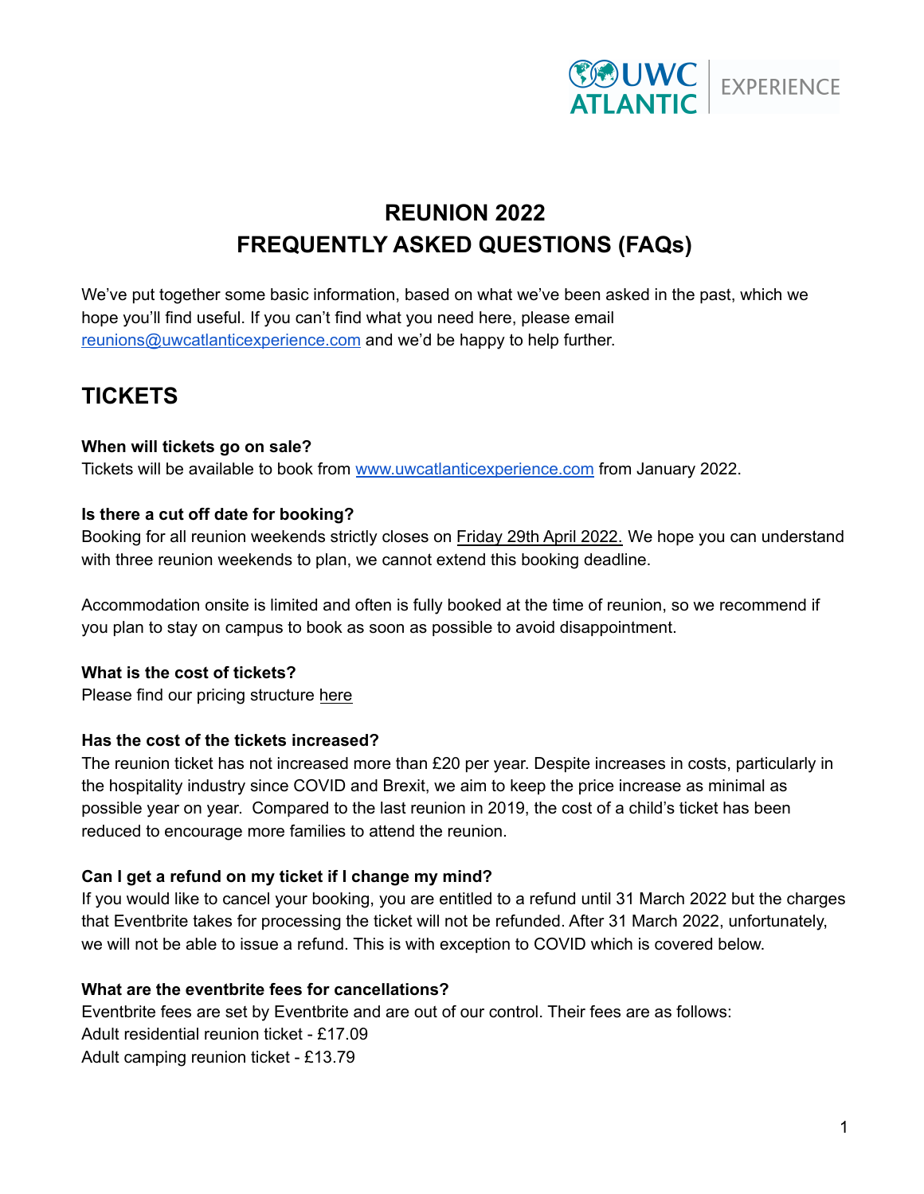# REUNION 2022
# FREQUENTLY ASKED QUESTIONS (FAQs)

We've put together some basic information, based on what we've been asked in the past, which we hope you'll find useful. If you can't find what you need here, please email reunions@uwcatlanticexperience.com and we'd be happy to help further.

## TICKETS

**When will tickets go on sale?**
Tickets will be available to book from www.uwcatlanticexperience.com from January 2022.

**Is there a cut off date for booking?**
Booking for all reunion weekends strictly closes on Friday 29th April 2022. We hope you can understand with three reunion weekends to plan, we cannot extend this booking deadline.

Accommodation onsite is limited and often is fully booked at the time of reunion, so we recommend if you plan to stay on campus to book as soon as possible to avoid disappointment.

**What is the cost of tickets?**
Please find our pricing structure here

**Has the cost of the tickets increased?**
The reunion ticket has not increased more than £20 per year. Despite increases in costs, particularly in the hospitality industry since COVID and Brexit, we aim to keep the price increase as minimal as possible year on year. Compared to the last reunion in 2019, the cost of a child's ticket has been reduced to encourage more families to attend the reunion.

**Can I get a refund on my ticket if I change my mind?**
If you would like to cancel your booking, you are entitled to a refund until 31 March 2022 but the charges that Eventbrite takes for processing the ticket will not be refunded. After 31 March 2022, unfortunately, we will not be able to issue a refund. This is with exception to COVID which is covered below.

**What are the eventbrite fees for cancellations?**
Eventbrite fees are set by Eventbrite and are out of our control. Their fees are as follows:
Adult residential reunion ticket - £17.09
Adult camping reunion ticket - £13.79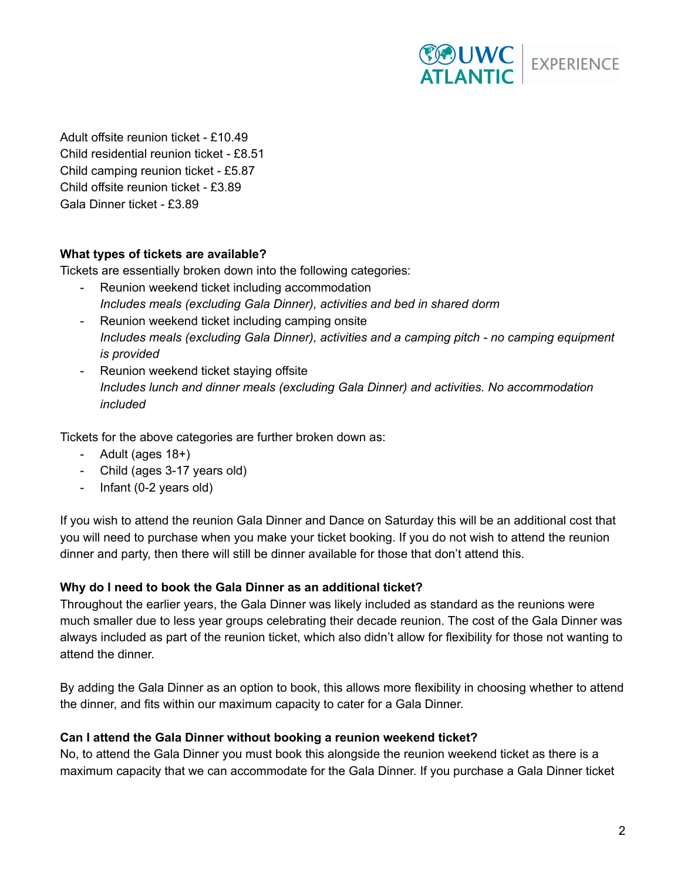Adult offsite reunion ticket - £10.49
Child residential reunion ticket - £8.51
Child camping reunion ticket - £5.87
Child offsite reunion ticket - £3.89
Gala Dinner ticket - £3.89

**What types of tickets are available?**

Tickets are essentially broken down into the following categories:

- Reunion weekend ticket including accommodation
  *Includes meals (excluding Gala Dinner), activities and bed in shared dorm*
- Reunion weekend ticket including camping onsite
  *Includes meals (excluding Gala Dinner), activities and a camping pitch - no camping equipment is provided*
- Reunion weekend ticket staying offsite
  *Includes lunch and dinner meals (excluding Gala Dinner) and activities. No accommodation included*

Tickets for the above categories are further broken down as:

- Adult (ages 18+)
- Child (ages 3-17 years old)
- Infant (0-2 years old)

If you wish to attend the reunion Gala Dinner and Dance on Saturday this will be an additional cost that you will need to purchase when you make your ticket booking. If you do not wish to attend the reunion dinner and party, then there will still be dinner available for those that don't attend this.

**Why do I need to book the Gala Dinner as an additional ticket?**

Throughout the earlier years, the Gala Dinner was likely included as standard as the reunions were much smaller due to less year groups celebrating their decade reunion. The cost of the Gala Dinner was always included as part of the reunion ticket, which also didn't allow for flexibility for those not wanting to attend the dinner.

By adding the Gala Dinner as an option to book, this allows more flexibility in choosing whether to attend the dinner, and fits within our maximum capacity to cater for a Gala Dinner.

**Can I attend the Gala Dinner without booking a reunion weekend ticket?**

No, to attend the Gala Dinner you must book this alongside the reunion weekend ticket as there is a maximum capacity that we can accommodate for the Gala Dinner. If you purchase a Gala Dinner ticket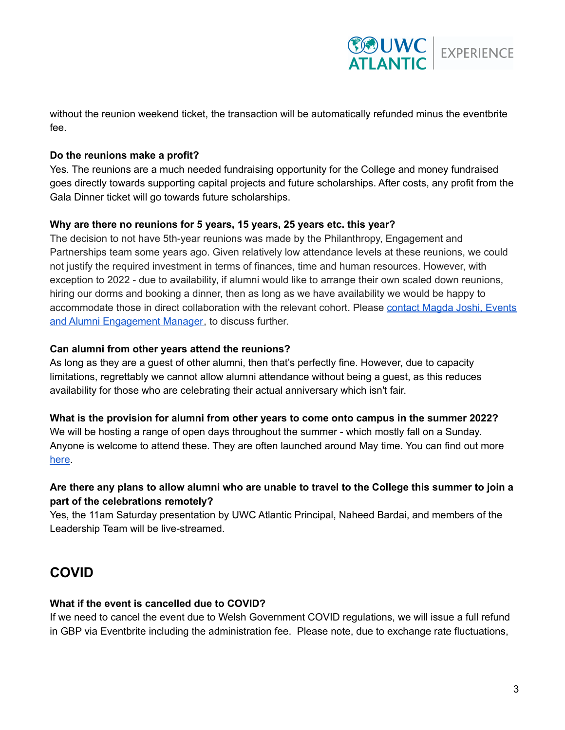without the reunion weekend ticket, the transaction will be automatically refunded minus the eventbrite fee.

**Do the reunions make a profit?**
Yes. The reunions are a much needed fundraising opportunity for the College and money fundraised goes directly towards supporting capital projects and future scholarships. After costs, any profit from the Gala Dinner ticket will go towards future scholarships.

**Why are there no reunions for 5 years, 15 years, 25 years etc. this year?**
The decision to not have 5th-year reunions was made by the Philanthropy, Engagement and Partnerships team some years ago. Given relatively low attendance levels at these reunions, we could not justify the required investment in terms of finances, time and human resources. However, with exception to 2022 - due to availability, if alumni would like to arrange their own scaled down reunions, hiring our dorms and booking a dinner, then as long as we have availability we would be happy to accommodate those in direct collaboration with the relevant cohort. Please [contact Magda Joshi, Events and Alumni Engagement Manager](), to discuss further.

**Can alumni from other years attend the reunions?**
As long as they are a guest of other alumni, then that's perfectly fine. However, due to capacity limitations, regrettably we cannot allow alumni attendance without being a guest, as this reduces availability for those who are celebrating their actual anniversary which isn't fair.

**What is the provision for alumni from other years to come onto campus in the summer 2022?**
We will be hosting a range of open days throughout the summer - which mostly fall on a Sunday. Anyone is welcome to attend these. They are often launched around May time. You can find out more [here]().

**Are there any plans to allow alumni who are unable to travel to the College this summer to join a part of the celebrations remotely?**
Yes, the 11am Saturday presentation by UWC Atlantic Principal, Naheed Bardai, and members of the Leadership Team will be live-streamed.

## COVID

**What if the event is cancelled due to COVID?**
If we need to cancel the event due to Welsh Government COVID regulations, we will issue a full refund in GBP via Eventbrite including the administration fee. Please note, due to exchange rate fluctuations,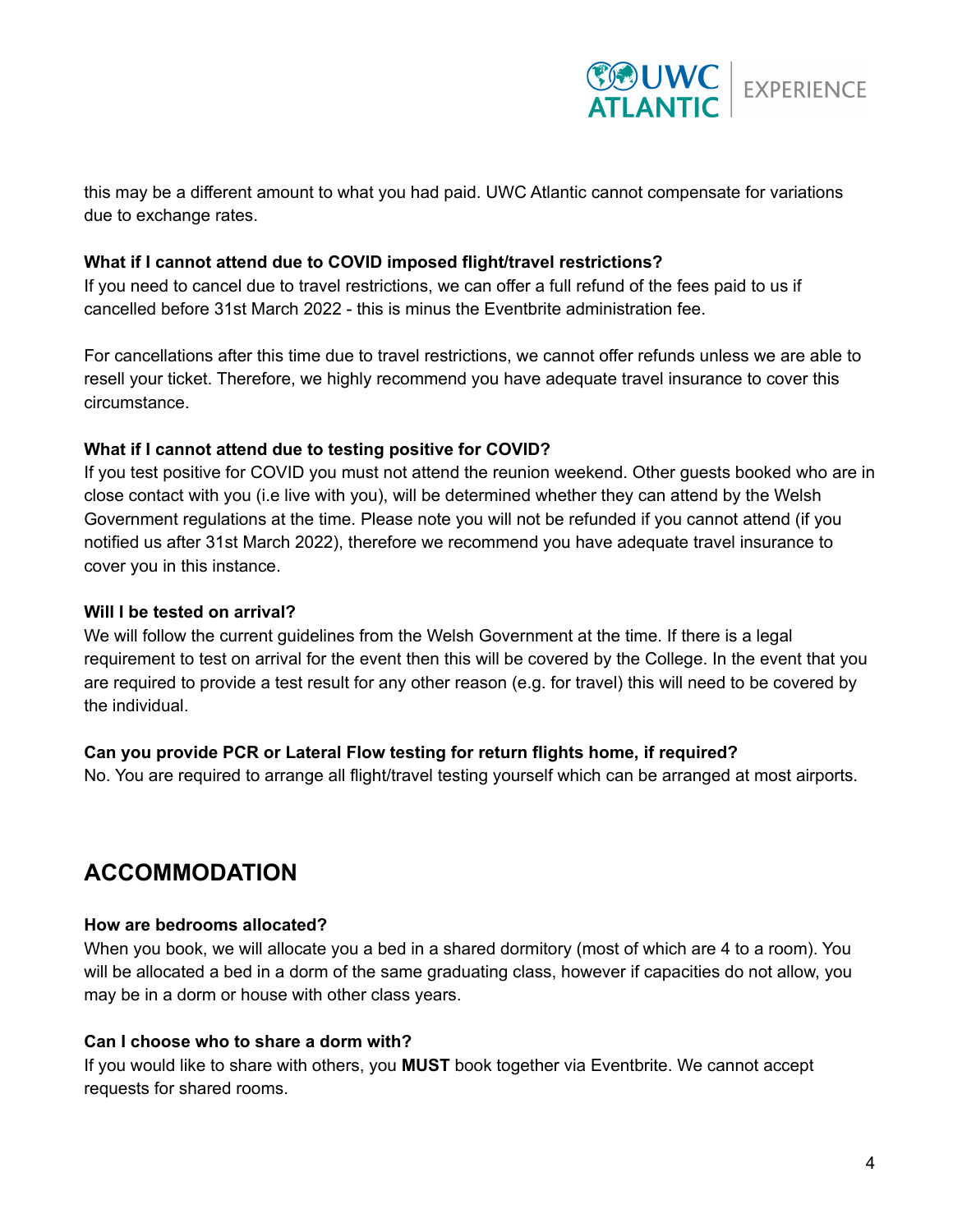this may be a different amount to what you had paid. UWC Atlantic cannot compensate for variations due to exchange rates.

**What if I cannot attend due to COVID imposed flight/travel restrictions?**

If you need to cancel due to travel restrictions, we can offer a full refund of the fees paid to us if cancelled before 31st March 2022 - this is minus the Eventbrite administration fee.

For cancellations after this time due to travel restrictions, we cannot offer refunds unless we are able to resell your ticket. Therefore, we highly recommend you have adequate travel insurance to cover this circumstance.

**What if I cannot attend due to testing positive for COVID?**

If you test positive for COVID you must not attend the reunion weekend. Other guests booked who are in close contact with you (i.e live with you), will be determined whether they can attend by the Welsh Government regulations at the time. Please note you will not be refunded if you cannot attend (if you notified us after 31st March 2022), therefore we recommend you have adequate travel insurance to cover you in this instance.

**Will I be tested on arrival?**

We will follow the current guidelines from the Welsh Government at the time. If there is a legal requirement to test on arrival for the event then this will be covered by the College. In the event that you are required to provide a test result for any other reason (e.g. for travel) this will need to be covered by the individual.

**Can you provide PCR or Lateral Flow testing for return flights home, if required?**

No. You are required to arrange all flight/travel testing yourself which can be arranged at most airports.

## ACCOMMODATION

**How are bedrooms allocated?**

When you book, we will allocate you a bed in a shared dormitory (most of which are 4 to a room). You will be allocated a bed in a dorm of the same graduating class, however if capacities do not allow, you may be in a dorm or house with other class years.

**Can I choose who to share a dorm with?**

If you would like to share with others, you **MUST** book together via Eventbrite. We cannot accept requests for shared rooms.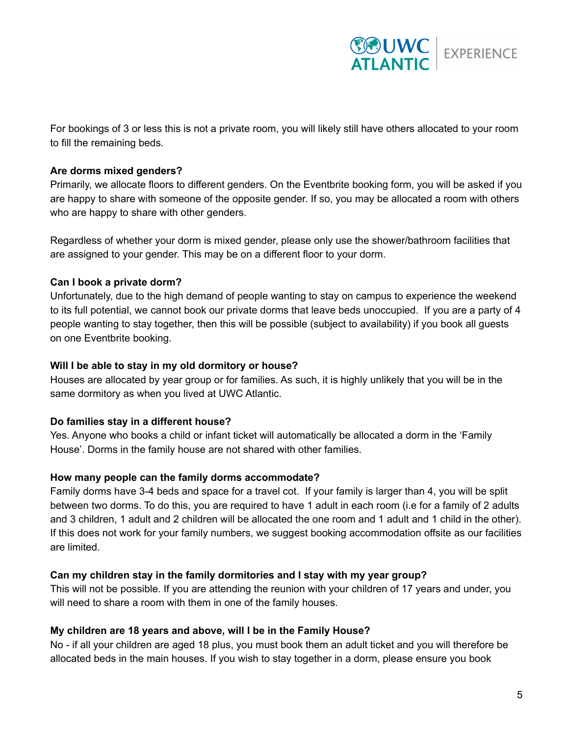For bookings of 3 or less this is not a private room, you will likely still have others allocated to your room to fill the remaining beds.

**Are dorms mixed genders?**

Primarily, we allocate floors to different genders. On the Eventbrite booking form, you will be asked if you are happy to share with someone of the opposite gender. If so, you may be allocated a room with others who are happy to share with other genders.

Regardless of whether your dorm is mixed gender, please only use the shower/bathroom facilities that are assigned to your gender. This may be on a different floor to your dorm.

**Can I book a private dorm?**

Unfortunately, due to the high demand of people wanting to stay on campus to experience the weekend to its full potential, we cannot book our private dorms that leave beds unoccupied. If you are a party of 4 people wanting to stay together, then this will be possible (subject to availability) if you book all guests on one Eventbrite booking.

**Will I be able to stay in my old dormitory or house?**

Houses are allocated by year group or for families. As such, it is highly unlikely that you will be in the same dormitory as when you lived at UWC Atlantic.

**Do families stay in a different house?**

Yes. Anyone who books a child or infant ticket will automatically be allocated a dorm in the 'Family House'. Dorms in the family house are not shared with other families.

**How many people can the family dorms accommodate?**

Family dorms have 3-4 beds and space for a travel cot. If your family is larger than 4, you will be split between two dorms. To do this, you are required to have 1 adult in each room (i.e for a family of 2 adults and 3 children, 1 adult and 2 children will be allocated the one room and 1 adult and 1 child in the other). If this does not work for your family numbers, we suggest booking accommodation offsite as our facilities are limited.

**Can my children stay in the family dormitories and I stay with my year group?**

This will not be possible. If you are attending the reunion with your children of 17 years and under, you will need to share a room with them in one of the family houses.

**My children are 18 years and above, will I be in the Family House?**

No - if all your children are aged 18 plus, you must book them an adult ticket and you will therefore be allocated beds in the main houses. If you wish to stay together in a dorm, please ensure you book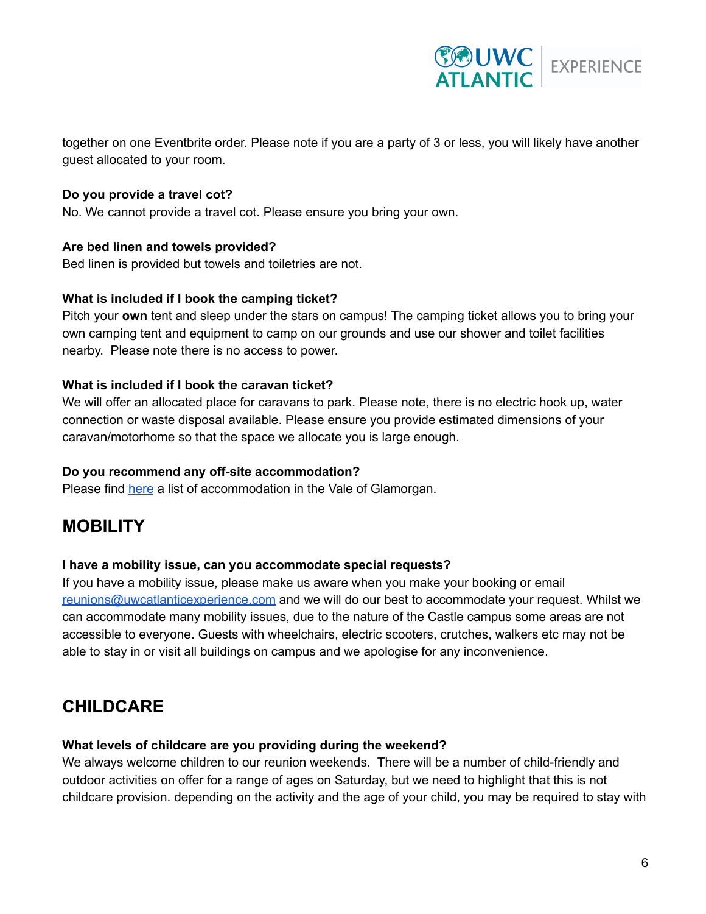together on one Eventbrite order. Please note if you are a party of 3 or less, you will likely have another guest allocated to your room.

**Do you provide a travel cot?**
No. We cannot provide a travel cot. Please ensure you bring your own.

**Are bed linen and towels provided?**
Bed linen is provided but towels and toiletries are not.

**What is included if I book the camping ticket?**
Pitch your **own** tent and sleep under the stars on campus! The camping ticket allows you to bring your own camping tent and equipment to camp on our grounds and use our shower and toilet facilities nearby. Please note there is no access to power.

**What is included if I book the caravan ticket?**
We will offer an allocated place for caravans to park. Please note, there is no electric hook up, water connection or waste disposal available. Please ensure you provide estimated dimensions of your caravan/motorhome so that the space we allocate you is large enough.

**Do you recommend any off-site accommodation?**
Please find here a list of accommodation in the Vale of Glamorgan.

## MOBILITY

**I have a mobility issue, can you accommodate special requests?**
If you have a mobility issue, please make us aware when you make your booking or email reunions@uwcatlanticexperience.com and we will do our best to accommodate your request. Whilst we can accommodate many mobility issues, due to the nature of the Castle campus some areas are not accessible to everyone. Guests with wheelchairs, electric scooters, crutches, walkers etc may not be able to stay in or visit all buildings on campus and we apologise for any inconvenience.

## CHILDCARE

**What levels of childcare are you providing during the weekend?**
We always welcome children to our reunion weekends. There will be a number of child-friendly and outdoor activities on offer for a range of ages on Saturday, but we need to highlight that this is not childcare provision. depending on the activity and the age of your child, you may be required to stay with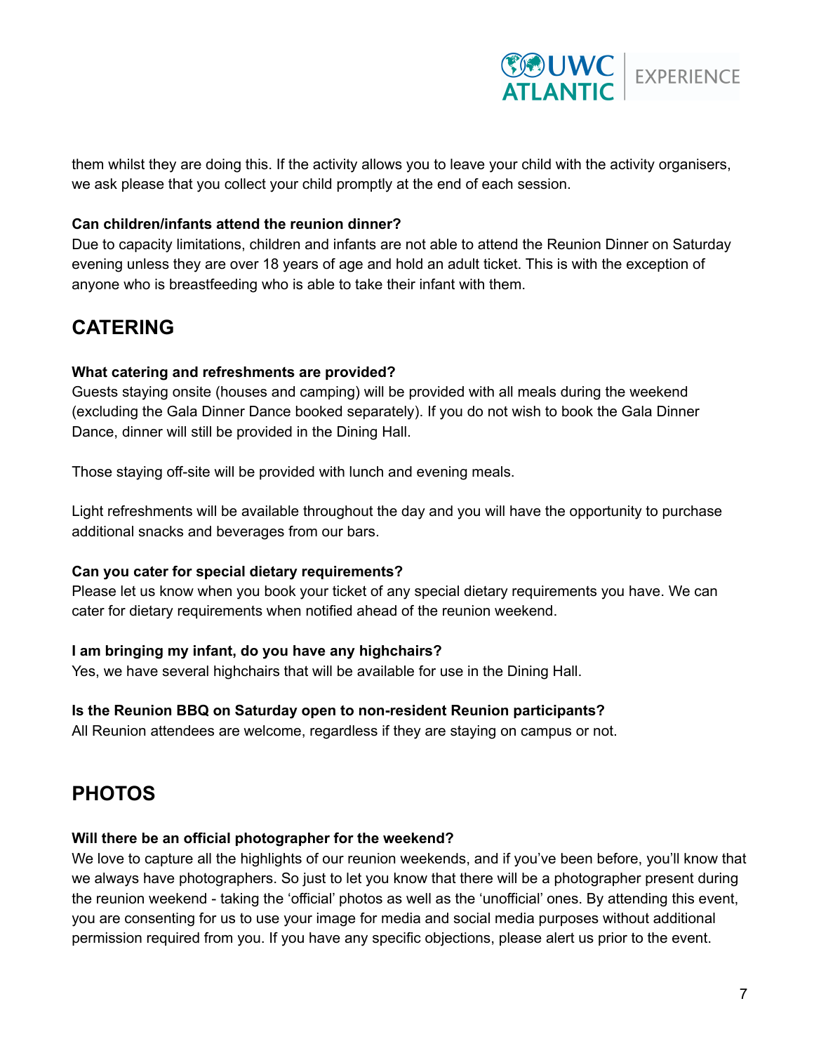them whilst they are doing this. If the activity allows you to leave your child with the activity organisers, we ask please that you collect your child promptly at the end of each session.

**Can children/infants attend the reunion dinner?**
Due to capacity limitations, children and infants are not able to attend the Reunion Dinner on Saturday evening unless they are over 18 years of age and hold an adult ticket. This is with the exception of anyone who is breastfeeding who is able to take their infant with them.

## CATERING

**What catering and refreshments are provided?**
Guests staying onsite (houses and camping) will be provided with all meals during the weekend (excluding the Gala Dinner Dance booked separately). If you do not wish to book the Gala Dinner Dance, dinner will still be provided in the Dining Hall.

Those staying off-site will be provided with lunch and evening meals.

Light refreshments will be available throughout the day and you will have the opportunity to purchase additional snacks and beverages from our bars.

**Can you cater for special dietary requirements?**
Please let us know when you book your ticket of any special dietary requirements you have. We can cater for dietary requirements when notified ahead of the reunion weekend.

**I am bringing my infant, do you have any highchairs?**
Yes, we have several highchairs that will be available for use in the Dining Hall.

**Is the Reunion BBQ on Saturday open to non-resident Reunion participants?**
All Reunion attendees are welcome, regardless if they are staying on campus or not.

## PHOTOS

**Will there be an official photographer for the weekend?**
We love to capture all the highlights of our reunion weekends, and if you've been before, you'll know that we always have photographers. So just to let you know that there will be a photographer present during the reunion weekend - taking the 'official' photos as well as the 'unofficial' ones. By attending this event, you are consenting for us to use your image for media and social media purposes without additional permission required from you. If you have any specific objections, please alert us prior to the event.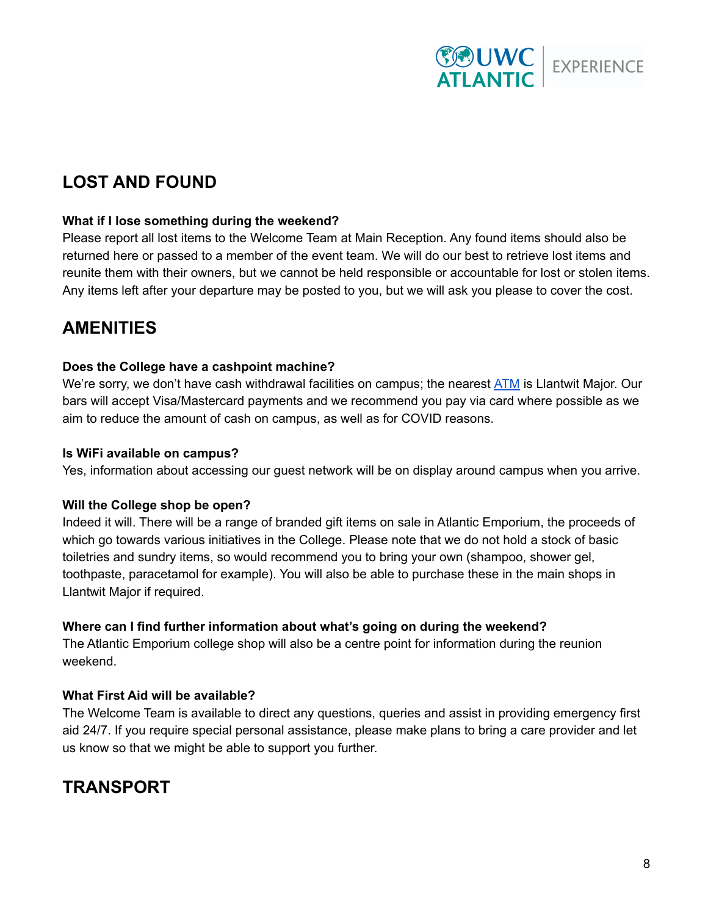## LOST AND FOUND

**What if I lose something during the weekend?**
Please report all lost items to the Welcome Team at Main Reception. Any found items should also be returned here or passed to a member of the event team. We will do our best to retrieve lost items and reunite them with their owners, but we cannot be held responsible or accountable for lost or stolen items. Any items left after your departure may be posted to you, but we will ask you please to cover the cost.

## AMENITIES

**Does the College have a cashpoint machine?**
We're sorry, we don't have cash withdrawal facilities on campus; the nearest ATM is Llantwit Major. Our bars will accept Visa/Mastercard payments and we recommend you pay via card where possible as we aim to reduce the amount of cash on campus, as well as for COVID reasons.

**Is WiFi available on campus?**
Yes, information about accessing our guest network will be on display around campus when you arrive.

**Will the College shop be open?**
Indeed it will. There will be a range of branded gift items on sale in Atlantic Emporium, the proceeds of which go towards various initiatives in the College. Please note that we do not hold a stock of basic toiletries and sundry items, so would recommend you to bring your own (shampoo, shower gel, toothpaste, paracetamol for example). You will also be able to purchase these in the main shops in Llantwit Major if required.

**Where can I find further information about what's going on during the weekend?**
The Atlantic Emporium college shop will also be a centre point for information during the reunion weekend.

**What First Aid will be available?**
The Welcome Team is available to direct any questions, queries and assist in providing emergency first aid 24/7. If you require special personal assistance, please make plans to bring a care provider and let us know so that we might be able to support you further.

## TRANSPORT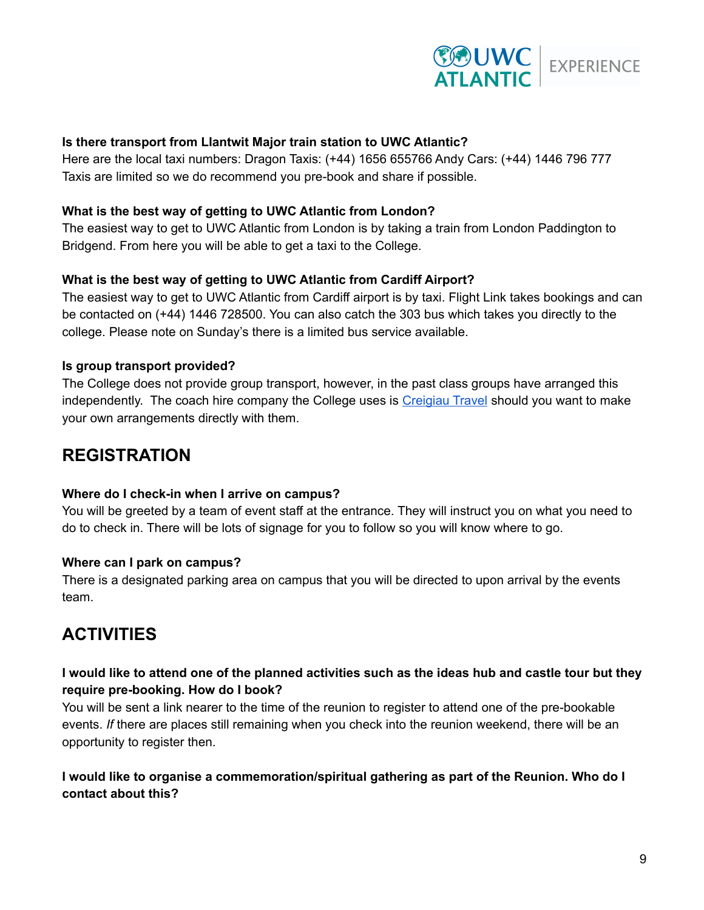**Is there transport from Llantwit Major train station to UWC Atlantic?**

Here are the local taxi numbers: Dragon Taxis: (+44) 1656 655766 Andy Cars: (+44) 1446 796 777 Taxis are limited so we do recommend you pre-book and share if possible.

**What is the best way of getting to UWC Atlantic from London?**

The easiest way to get to UWC Atlantic from London is by taking a train from London Paddington to Bridgend. From here you will be able to get a taxi to the College.

**What is the best way of getting to UWC Atlantic from Cardiff Airport?**

The easiest way to get to UWC Atlantic from Cardiff airport is by taxi. Flight Link takes bookings and can be contacted on (+44) 1446 728500. You can also catch the 303 bus which takes you directly to the college. Please note on Sunday's there is a limited bus service available.

**Is group transport provided?**

The College does not provide group transport, however, in the past class groups have arranged this independently. The coach hire company the College uses is Creigiau Travel should you want to make your own arrangements directly with them.

## REGISTRATION

**Where do I check-in when I arrive on campus?**

You will be greeted by a team of event staff at the entrance. They will instruct you on what you need to do to check in. There will be lots of signage for you to follow so you will know where to go.

**Where can I park on campus?**

There is a designated parking area on campus that you will be directed to upon arrival by the events team.

## ACTIVITIES

**I would like to attend one of the planned activities such as the ideas hub and castle tour but they require pre-booking. How do I book?**

You will be sent a link nearer to the time of the reunion to register to attend one of the pre-bookable events. *If* there are places still remaining when you check into the reunion weekend, there will be an opportunity to register then.

**I would like to organise a commemoration/spiritual gathering as part of the Reunion. Who do I contact about this?**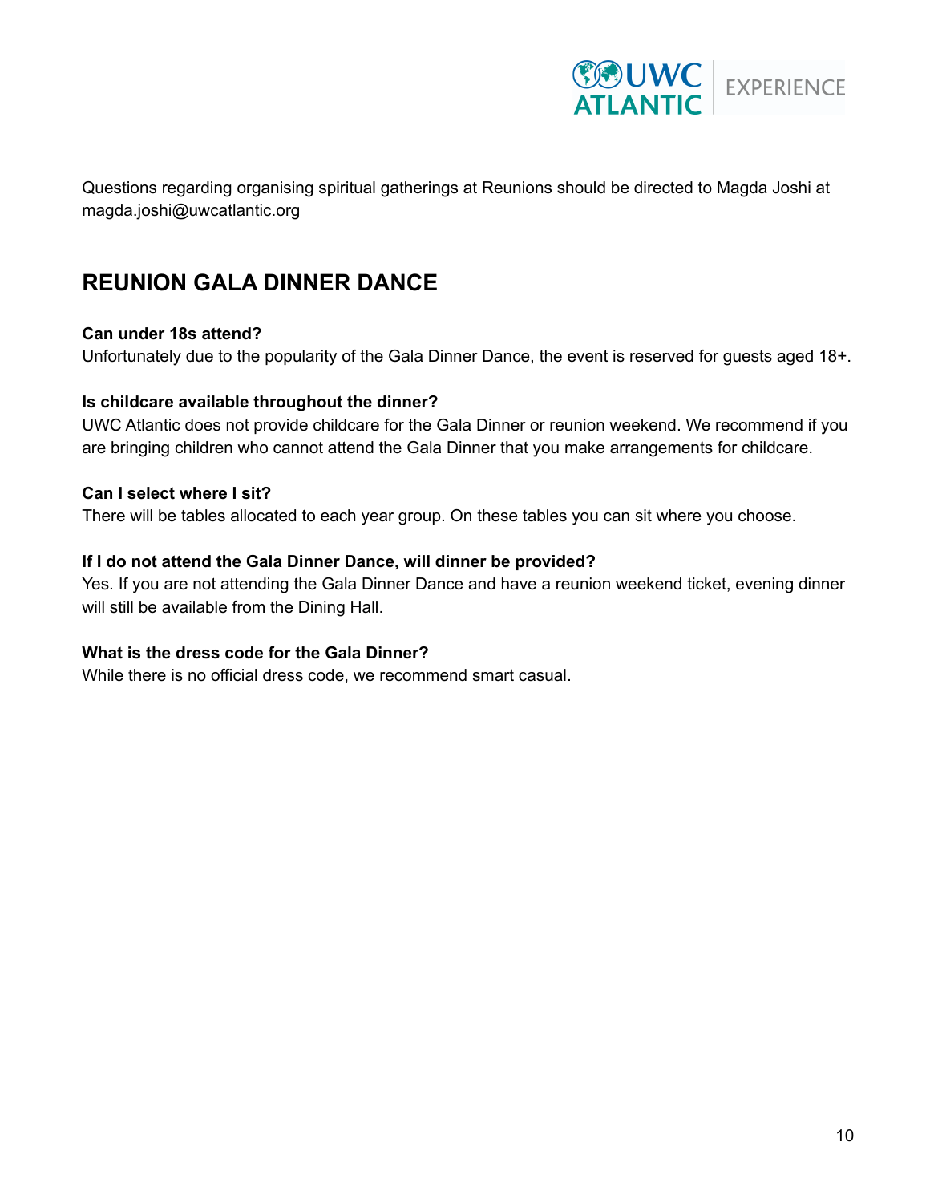Questions regarding organising spiritual gatherings at Reunions should be directed to Magda Joshi at magda.joshi@uwcatlantic.org

## REUNION GALA DINNER DANCE

**Can under 18s attend?**
Unfortunately due to the popularity of the Gala Dinner Dance, the event is reserved for guests aged 18+.

**Is childcare available throughout the dinner?**
UWC Atlantic does not provide childcare for the Gala Dinner or reunion weekend. We recommend if you are bringing children who cannot attend the Gala Dinner that you make arrangements for childcare.

**Can I select where I sit?**
There will be tables allocated to each year group. On these tables you can sit where you choose.

**If I do not attend the Gala Dinner Dance, will dinner be provided?**
Yes. If you are not attending the Gala Dinner Dance and have a reunion weekend ticket, evening dinner will still be available from the Dining Hall.

**What is the dress code for the Gala Dinner?**
While there is no official dress code, we recommend smart casual.